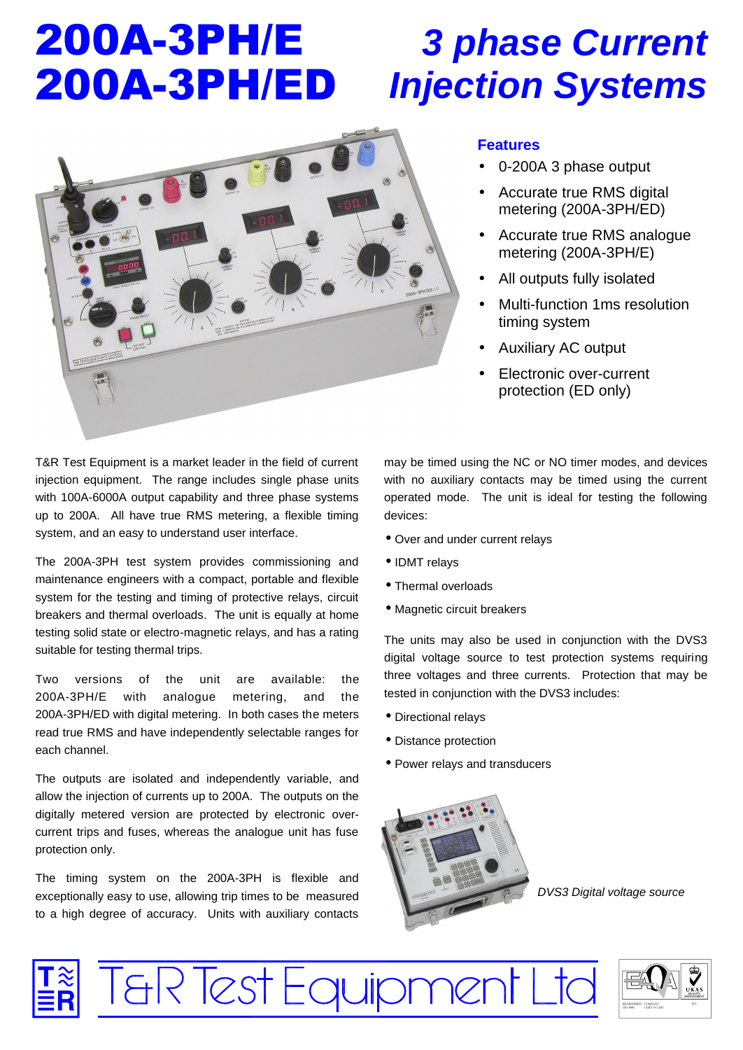# 200A-3PH/E
# 200A-3PH/ED

# 3 phase Current Injection Systems

## Features

- 0-200A 3 phase output
- Accurate true RMS digital metering (200A-3PH/ED)
- Accurate true RMS analogue metering (200A-3PH/E)
- All outputs fully isolated
- Multi-function 1ms resolution timing system
- Auxiliary AC output
- Electronic over-current protection (ED only)

T&R Test Equipment is a market leader in the field of current injection equipment. The range includes single phase units with 100A-6000A output capability and three phase systems up to 200A. All have true RMS metering, a flexible timing system, and an easy to understand user interface.

The 200A-3PH test system provides commissioning and maintenance engineers with a compact, portable and flexible system for the testing and timing of protective relays, circuit breakers and thermal overloads. The unit is equally at home testing solid state or electro-magnetic relays, and has a rating suitable for testing thermal trips.

Two versions of the unit are available: the 200A-3PH/E with analogue metering, and the 200A-3PH/ED with digital metering. In both cases the meters read true RMS and have independently selectable ranges for each channel.

The outputs are isolated and independently variable, and allow the injection of currents up to 200A. The outputs on the digitally metered version are protected by electronic over-current trips and fuses, whereas the analogue unit has fuse protection only.

The timing system on the 200A-3PH is flexible and exceptionally easy to use, allowing trip times to be measured to a high degree of accuracy. Units with auxiliary contacts may be timed using the NC or NO timer modes, and devices with no auxiliary contacts may be timed using the current operated mode. The unit is ideal for testing the following devices:

- Over and under current relays
- IDMT relays
- Thermal overloads
- Magnetic circuit breakers

The units may also be used in conjunction with the DVS3 digital voltage source to test protection systems requiring three voltages and three currents. Protection that may be tested in conjunction with the DVS3 includes:

- Directional relays
- Distance protection
- Power relays and transducers

*DVS3 Digital voltage source*

T&R Test Equipment Ltd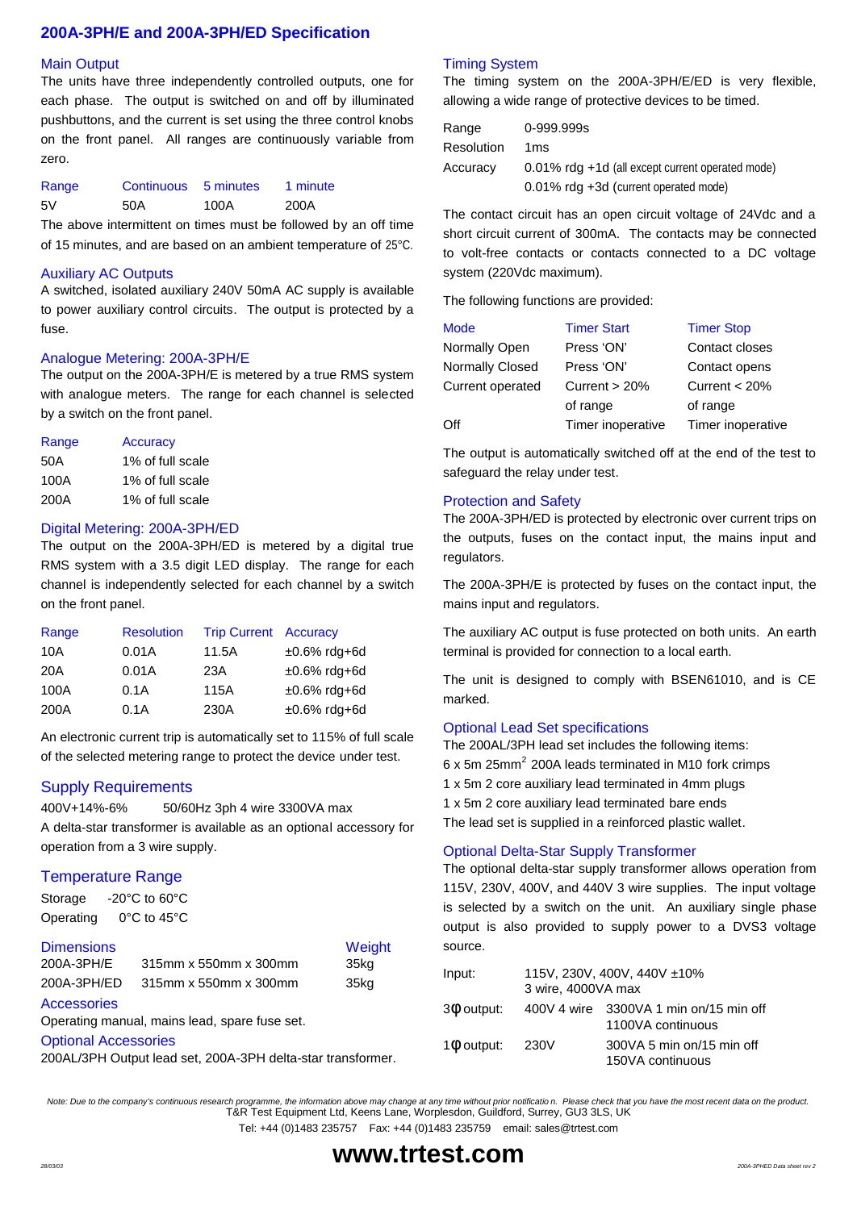# 200A-3PH/E and 200A-3PH/ED Specification

## Main Output

The units have three independently controlled outputs, one for each phase. The output is switched on and off by illuminated pushbuttons, and the current is set using the three control knobs on the front panel. All ranges are continuously variable from zero.

| Range | Continuous | 5 minutes | 1 minute |
|---|---|---|---|
| 5V | 50A | 100A | 200A |

The above intermittent on times must be followed by an off time of 15 minutes, and are based on an ambient temperature of 25°C.

## Auxiliary AC Outputs

A switched, isolated auxiliary 240V 50mA AC supply is available to power auxiliary control circuits. The output is protected by a fuse.

## Analogue Metering: 200A-3PH/E

The output on the 200A-3PH/E is metered by a true RMS system with analogue meters. The range for each channel is selected by a switch on the front panel.

| Range | Accuracy |
|---|---|
| 50A | 1% of full scale |
| 100A | 1% of full scale |
| 200A | 1% of full scale |

## Digital Metering: 200A-3PH/ED

The output on the 200A-3PH/ED is metered by a digital true RMS system with a 3.5 digit LED display. The range for each channel is independently selected for each channel by a switch on the front panel.

| Range | Resolution | Trip Current | Accuracy |
|---|---|---|---|
| 10A | 0.01A | 11.5A | ±0.6% rdg+6d |
| 20A | 0.01A | 23A | ±0.6% rdg+6d |
| 100A | 0.1A | 115A | ±0.6% rdg+6d |
| 200A | 0.1A | 230A | ±0.6% rdg+6d |

An electronic current trip is automatically set to 115% of full scale of the selected metering range to protect the device under test.

## Supply Requirements

400V+14%-6% 50/60Hz 3ph 4 wire 3300VA max

A delta-star transformer is available as an optional accessory for operation from a 3 wire supply.

## Temperature Range

| | |
|---|---|
| Storage | -20°C to 60°C |
| Operating | 0°C to 45°C |

## Dimensions

| Dimensions | | Weight |
|---|---|---|
| 200A-3PH/E | 315mm x 550mm x 300mm | 35kg |
| 200A-3PH/ED | 315mm x 550mm x 300mm | 35kg |

## Accessories

Operating manual, mains lead, spare fuse set.

## Optional Accessories

200AL/3PH Output lead set, 200A-3PH delta-star transformer.

## Timing System

The timing system on the 200A-3PH/E/ED is very flexible, allowing a wide range of protective devices to be timed.

| | |
|---|---|
| Range | 0-999.999s |
| Resolution | 1ms |
| Accuracy | 0.01% rdg +1d (all except current operated mode)<br>0.01% rdg +3d (current operated mode) |

The contact circuit has an open circuit voltage of 24Vdc and a short circuit current of 300mA. The contacts may be connected to volt-free contacts or contacts connected to a DC voltage system (220Vdc maximum).

The following functions are provided:

| Mode | Timer Start | Timer Stop |
|---|---|---|
| Normally Open | Press 'ON' | Contact closes |
| Normally Closed | Press 'ON' | Contact opens |
| Current operated | Current > 20% of range | Current < 20% of range |
| Off | Timer inoperative | Timer inoperative |

The output is automatically switched off at the end of the test to safeguard the relay under test.

## Protection and Safety

The 200A-3PH/ED is protected by electronic over current trips on the outputs, fuses on the contact input, the mains input and regulators.

The 200A-3PH/E is protected by fuses on the contact input, the mains input and regulators.

The auxiliary AC output is fuse protected on both units. An earth terminal is provided for connection to a local earth.

The unit is designed to comply with BSEN61010, and is CE marked.

## Optional Lead Set specifications

The 200AL/3PH lead set includes the following items:

6 x 5m 25mm$^2$ 200A leads terminated in M10 fork crimps
1 x 5m 2 core auxiliary lead terminated in 4mm plugs
1 x 5m 2 core auxiliary lead terminated bare ends
The lead set is supplied in a reinforced plastic wallet.

## Optional Delta-Star Supply Transformer

The optional delta-star supply transformer allows operation from 115V, 230V, 400V, and 440V 3 wire supplies. The input voltage is selected by a switch on the unit. An auxiliary single phase output is also provided to supply power to a DVS3 voltage source.

| | | |
|---|---|---|
| Input: | 115V, 230V, 400V, 440V ±10%<br>3 wire, 4000VA max | |
| 3φ output: | 400V 4 wire | 3300VA 1 min on/15 min off<br>1100VA continuous |
| 1φ output: | 230V | 300VA 5 min on/15 min off<br>150VA continuous |

*Note: Due to the company's continuous research programme, the information above may change at any time without prior notification. Please check that you have the most recent data on the product.*

T&R Test Equipment Ltd, Keens Lane, Worplesdon, Guildford, Surrey, GU3 3LS, UK

Tel: +44 (0)1483 235757 Fax: +44 (0)1483 235759 email: sales@trtest.com

**www.trtest.com**

28/03/03 200A-3PHED Data sheet rev 2